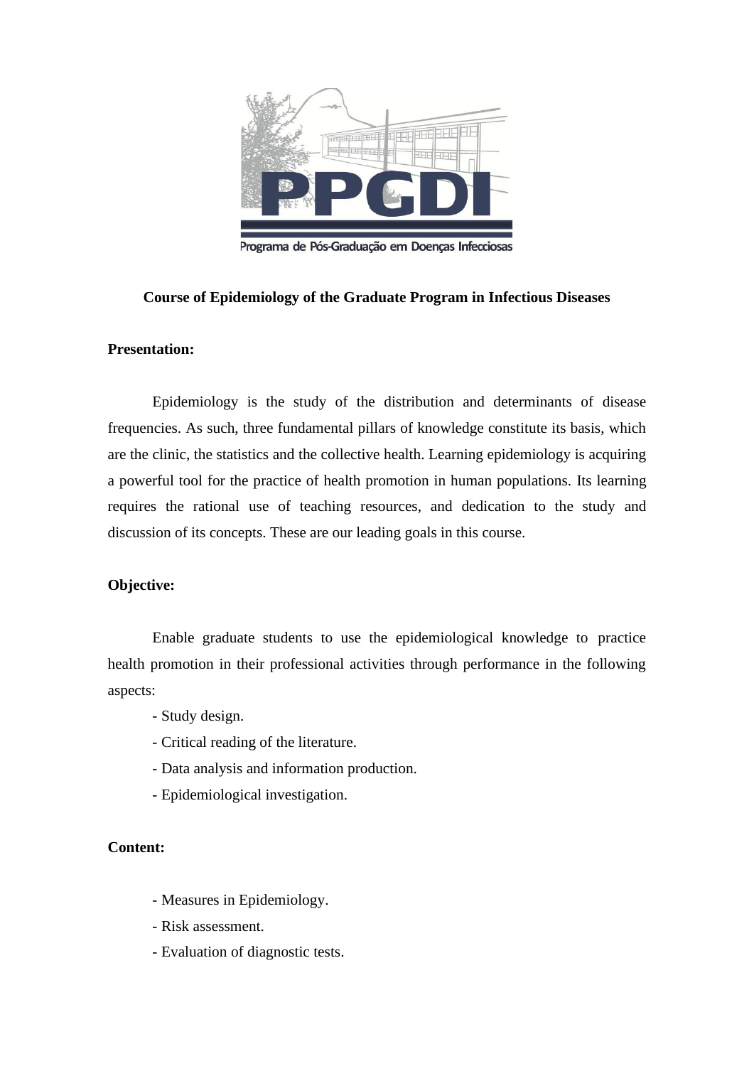PPGDI

Programa de Pós-Graduação em Doenças Infecciosas

**Course of Epidemiology of the Graduate Program in Infectious Diseases**

**Presentation:**

Epidemiology is the study of the distribution and determinants of disease frequencies. As such, three fundamental pillars of knowledge constitute its basis, which are the clinic, the statistics and the collective health. Learning epidemiology is acquiring a powerful tool for the practice of health promotion in human populations. Its learning requires the rational use of teaching resources, and dedication to the study and discussion of its concepts. These are our leading goals in this course.

**Objective:**

Enable graduate students to use the epidemiological knowledge to practice health promotion in their professional activities through performance in the following aspects:

- Study design.
- Critical reading of the literature.
- Data analysis and information production.
- Epidemiological investigation.

**Content:**

- Measures in Epidemiology.
- Risk assessment.
- Evaluation of diagnostic tests.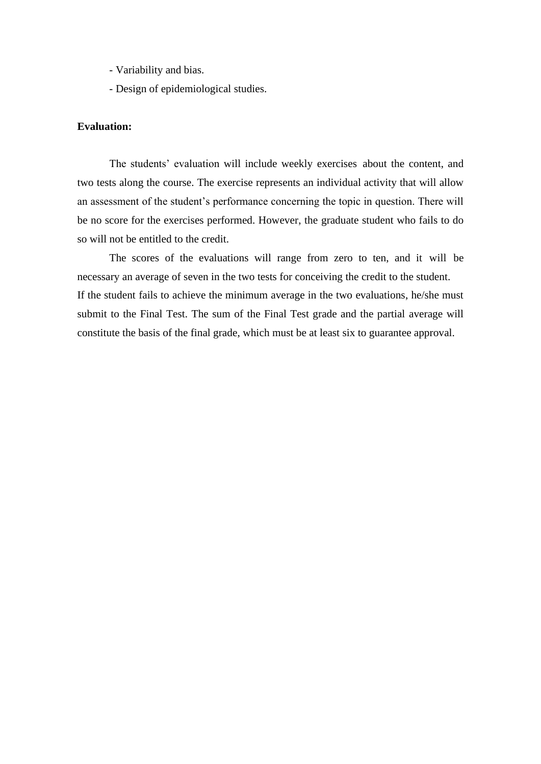- Variability and bias.
- Design of epidemiological studies.

**Evaluation:**

The students' evaluation will include weekly exercises about the content, and two tests along the course. The exercise represents an individual activity that will allow an assessment of the student's performance concerning the topic in question. There will be no score for the exercises performed. However, the graduate student who fails to do so will not be entitled to the credit.

The scores of the evaluations will range from zero to ten, and it will be necessary an average of seven in the two tests for conceiving the credit to the student.
If the student fails to achieve the minimum average in the two evaluations, he/she must submit to the Final Test. The sum of the Final Test grade and the partial average will constitute the basis of the final grade, which must be at least six to guarantee approval.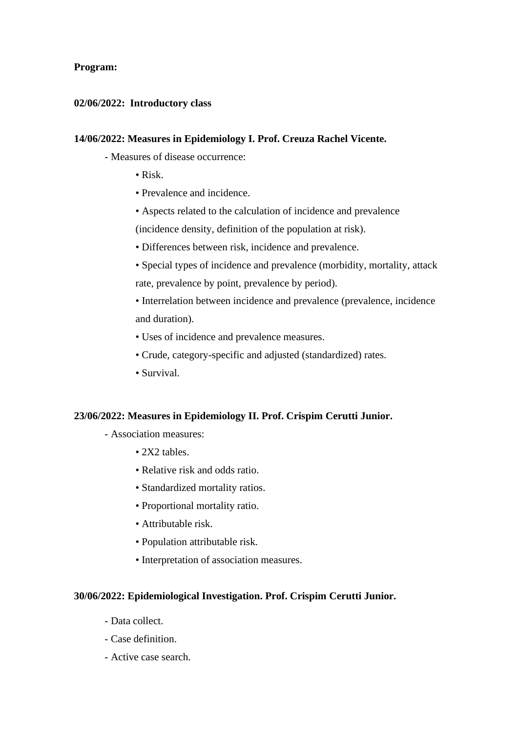**Program:**

**02/06/2022: Introductory class**

**14/06/2022: Measures in Epidemiology I. Prof. Creuza Rachel Vicente.**

- Measures of disease occurrence:
    - Risk.
    - Prevalence and incidence.
    - Aspects related to the calculation of incidence and prevalence (incidence density, definition of the population at risk).
    - Differences between risk, incidence and prevalence.
    - Special types of incidence and prevalence (morbidity, mortality, attack rate, prevalence by point, prevalence by period).
    - Interrelation between incidence and prevalence (prevalence, incidence and duration).
    - Uses of incidence and prevalence measures.
    - Crude, category-specific and adjusted (standardized) rates.
    - Survival.

**23/06/2022: Measures in Epidemiology II. Prof. Crispim Cerutti Junior.**

- Association measures:
    - 2X2 tables.
    - Relative risk and odds ratio.
    - Standardized mortality ratios.
    - Proportional mortality ratio.
    - Attributable risk.
    - Population attributable risk.
    - Interpretation of association measures.

**30/06/2022: Epidemiological Investigation. Prof. Crispim Cerutti Junior.**

- Data collect.
- Case definition.
- Active case search.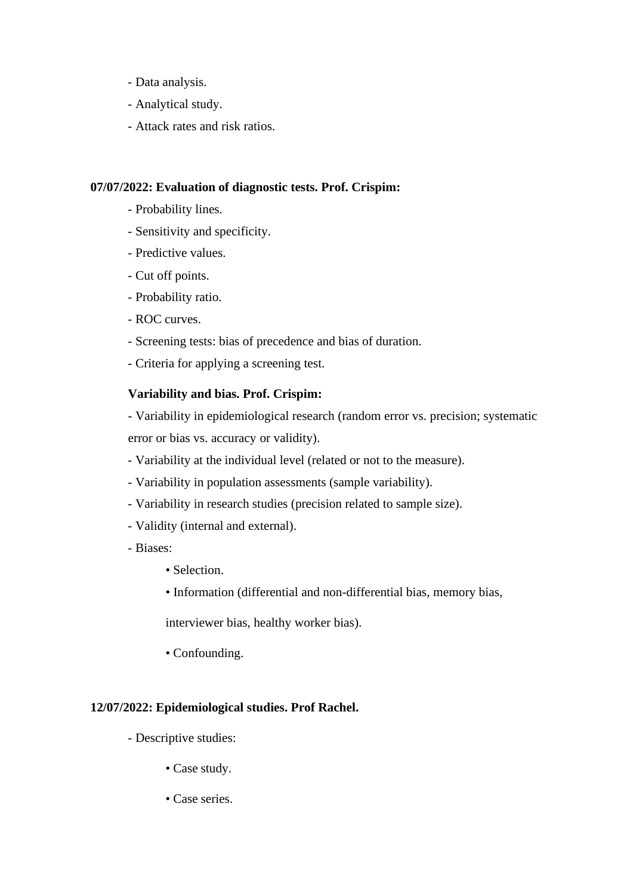- Data analysis.
- Analytical study.
- Attack rates and risk ratios.

**07/07/2022: Evaluation of diagnostic tests. Prof. Crispim:**

- Probability lines.
- Sensitivity and specificity.
- Predictive values.
- Cut off points.
- Probability ratio.
- ROC curves.
- Screening tests: bias of precedence and bias of duration.
- Criteria for applying a screening test.

**Variability and bias. Prof. Crispim:**

- Variability in epidemiological research (random error vs. precision; systematic error or bias vs. accuracy or validity).
- Variability at the individual level (related or not to the measure).
- Variability in population assessments (sample variability).
- Variability in research studies (precision related to sample size).
- Validity (internal and external).
- Biases:
    - Selection.
    - Information (differential and non-differential bias, memory bias, interviewer bias, healthy worker bias).
    - Confounding.

**12/07/2022: Epidemiological studies. Prof Rachel.**

- Descriptive studies:
    - Case study.
    - Case series.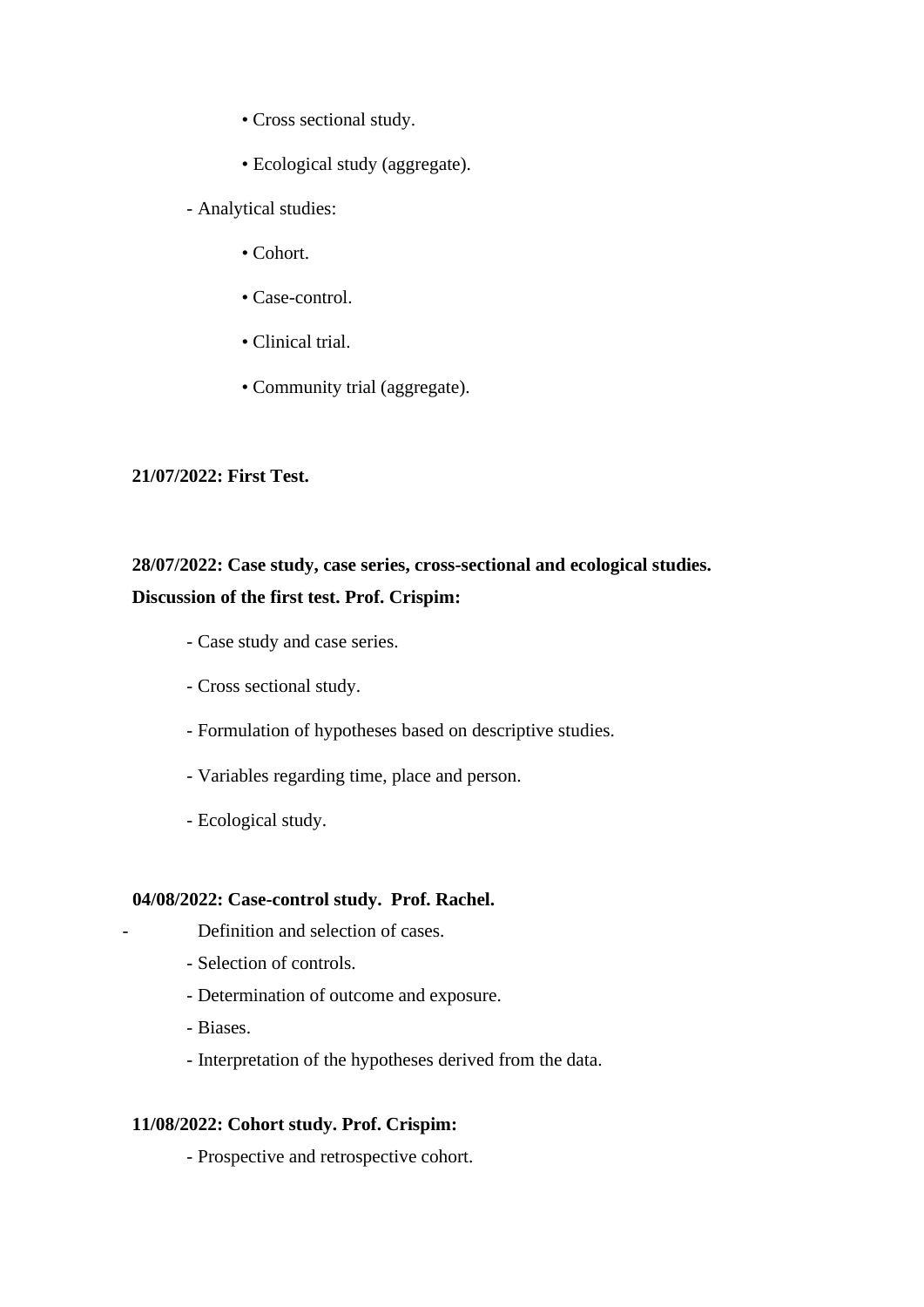- Cross sectional study.
  - Ecological study (aggregate).
- Analytical studies:
  - Cohort.
  - Case-control.
  - Clinical trial.
  - Community trial (aggregate).

**21/07/2022: First Test.**

**28/07/2022: Case study, case series, cross-sectional and ecological studies. Discussion of the first test. Prof. Crispim:**

- Case study and case series.
- Cross sectional study.
- Formulation of hypotheses based on descriptive studies.
- Variables regarding time, place and person.
- Ecological study.

**04/08/2022: Case-control study. Prof. Rachel.**

- Definition and selection of cases.
- Selection of controls.
- Determination of outcome and exposure.
- Biases.
- Interpretation of the hypotheses derived from the data.

**11/08/2022: Cohort study. Prof. Crispim:**

- Prospective and retrospective cohort.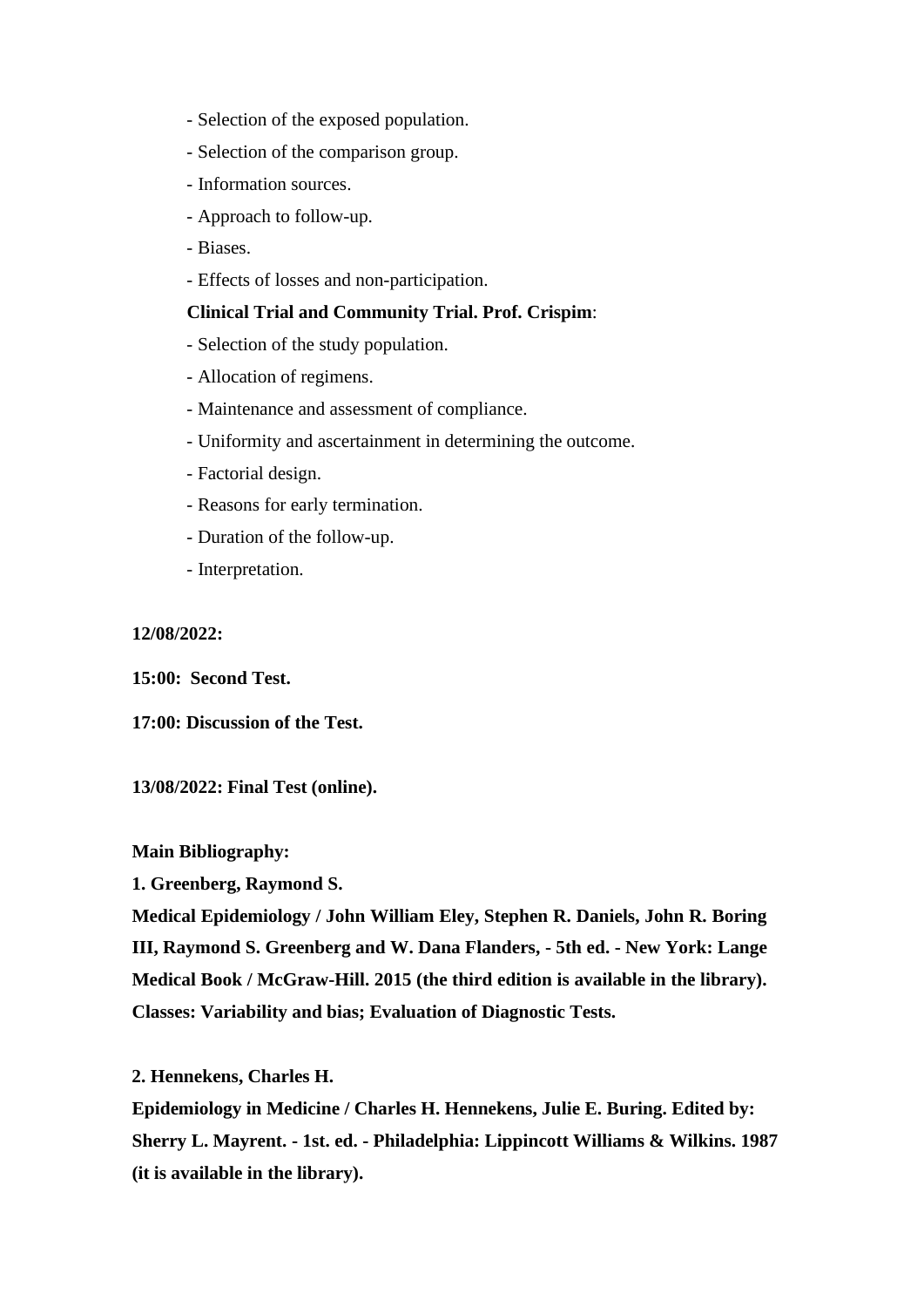- Selection of the exposed population.
- Selection of the comparison group.
- Information sources.
- Approach to follow-up.
- Biases.
- Effects of losses and non-participation.

**Clinical Trial and Community Trial. Prof. Crispim**:

- Selection of the study population.
- Allocation of regimens.
- Maintenance and assessment of compliance.
- Uniformity and ascertainment in determining the outcome.
- Factorial design.
- Reasons for early termination.
- Duration of the follow-up.
- Interpretation.

**12/08/2022:**

**15:00: Second Test.**

**17:00: Discussion of the Test.**

**13/08/2022: Final Test (online).**

**Main Bibliography:**

**1. Greenberg, Raymond S.**

**Medical Epidemiology / John William Eley, Stephen R. Daniels, John R. Boring III, Raymond S. Greenberg and W. Dana Flanders, - 5th ed. - New York: Lange Medical Book / McGraw-Hill. 2015 (the third edition is available in the library). Classes: Variability and bias; Evaluation of Diagnostic Tests.**

**2. Hennekens, Charles H.**

**Epidemiology in Medicine / Charles H. Hennekens, Julie E. Buring. Edited by: Sherry L. Mayrent. - 1st. ed. - Philadelphia: Lippincott Williams & Wilkins. 1987 (it is available in the library).**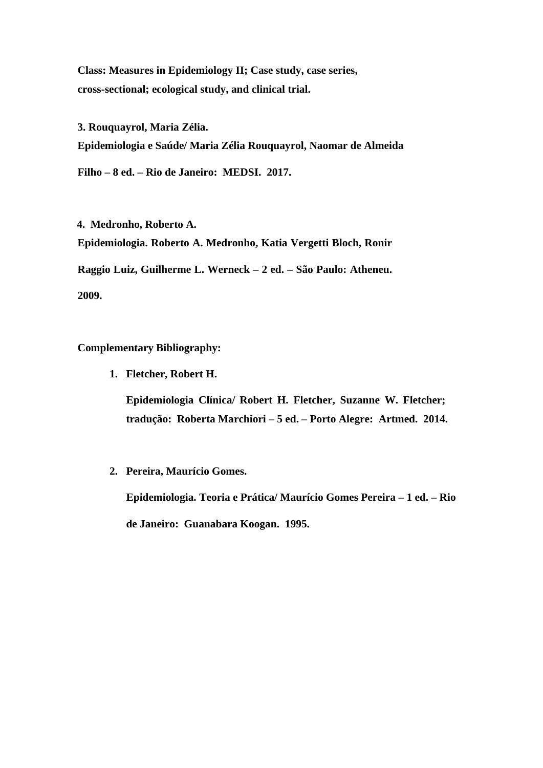**Class: Measures in Epidemiology II; Case study, case series, cross-sectional; ecological study, and clinical trial.**

**3. Rouquayrol, Maria Zélia.**

**Epidemiologia e Saúde/ Maria Zélia Rouquayrol, Naomar de Almeida Filho – 8 ed. – Rio de Janeiro: MEDSI. 2017.**

**4. Medronho, Roberto A.**

**Epidemiologia. Roberto A. Medronho, Katia Vergetti Bloch, Ronir Raggio Luiz, Guilherme L. Werneck – 2 ed. – São Paulo: Atheneu. 2009.**

**Complementary Bibliography:**

1. **Fletcher, Robert H.**

   **Epidemiologia Clínica/ Robert H. Fletcher, Suzanne W. Fletcher; tradução: Roberta Marchiori – 5 ed. – Porto Alegre: Artmed. 2014.**

2. **Pereira, Maurício Gomes.**

   **Epidemiologia. Teoria e Prática/ Maurício Gomes Pereira – 1 ed. – Rio de Janeiro: Guanabara Koogan. 1995.**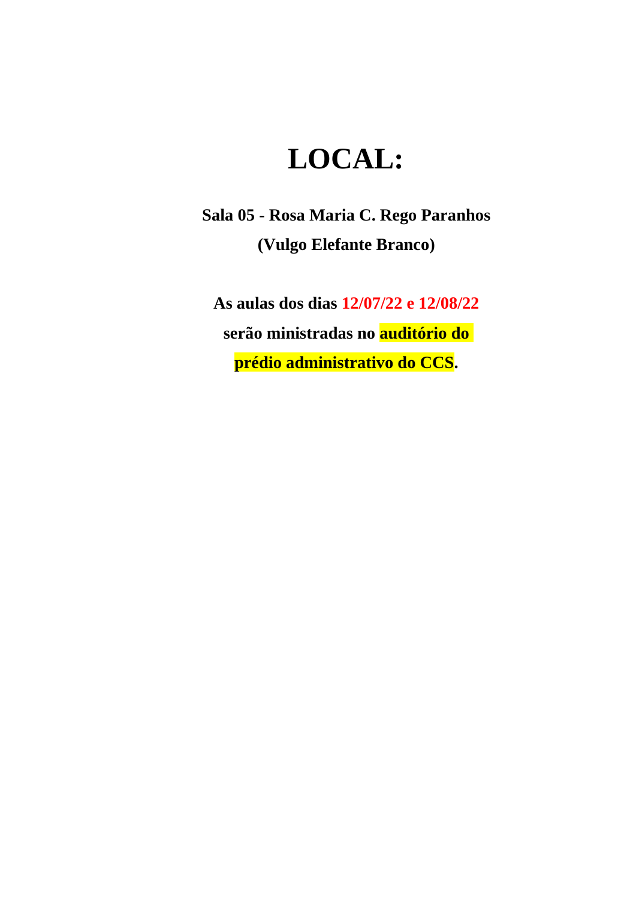# LOCAL:

**Sala 05 - Rosa Maria C. Rego Paranhos**

**(Vulgo Elefante Branco)**

**As aulas dos dias 12/07/22 e 12/08/22 serão ministradas no auditório do prédio administrativo do CCS.**